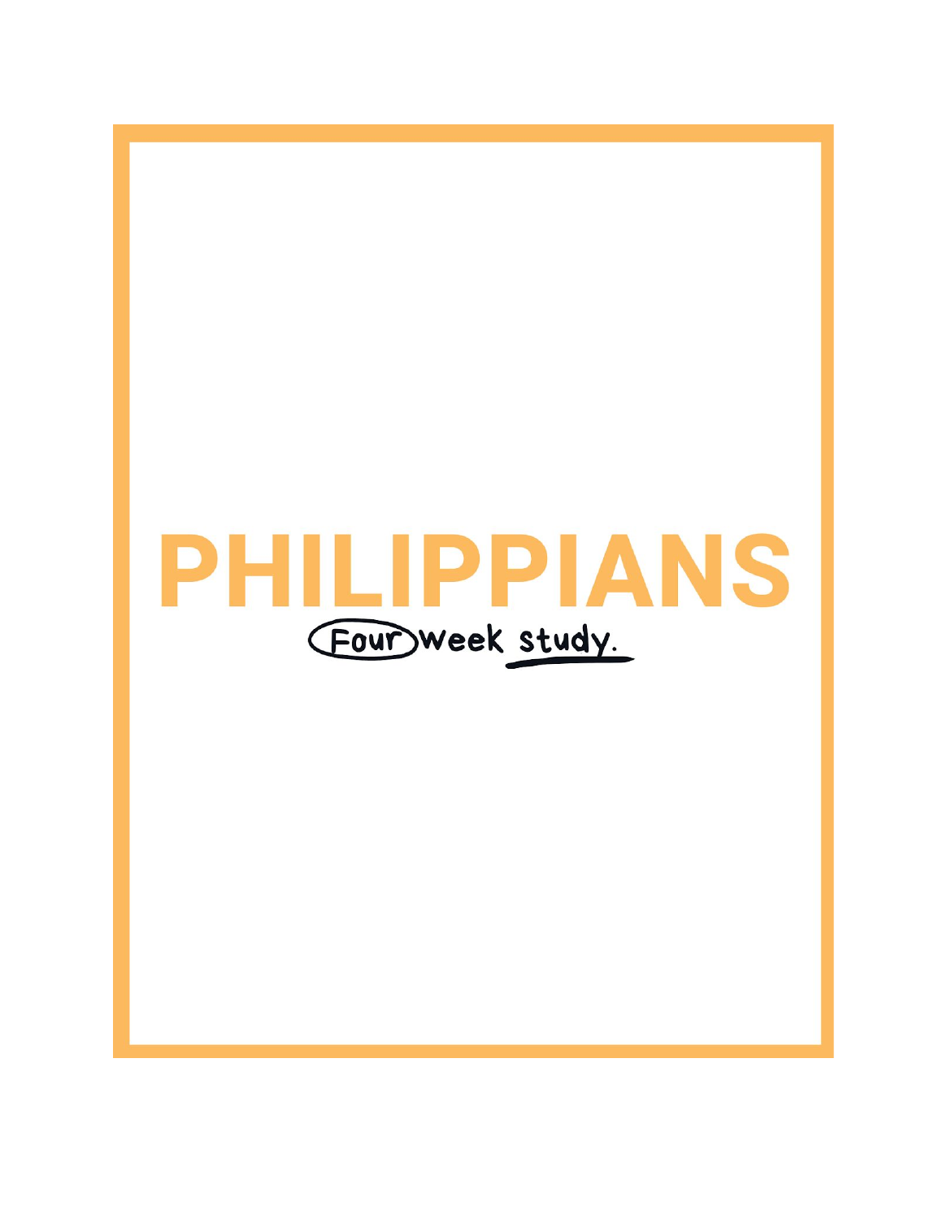# PHILIPPIANS

Four week study.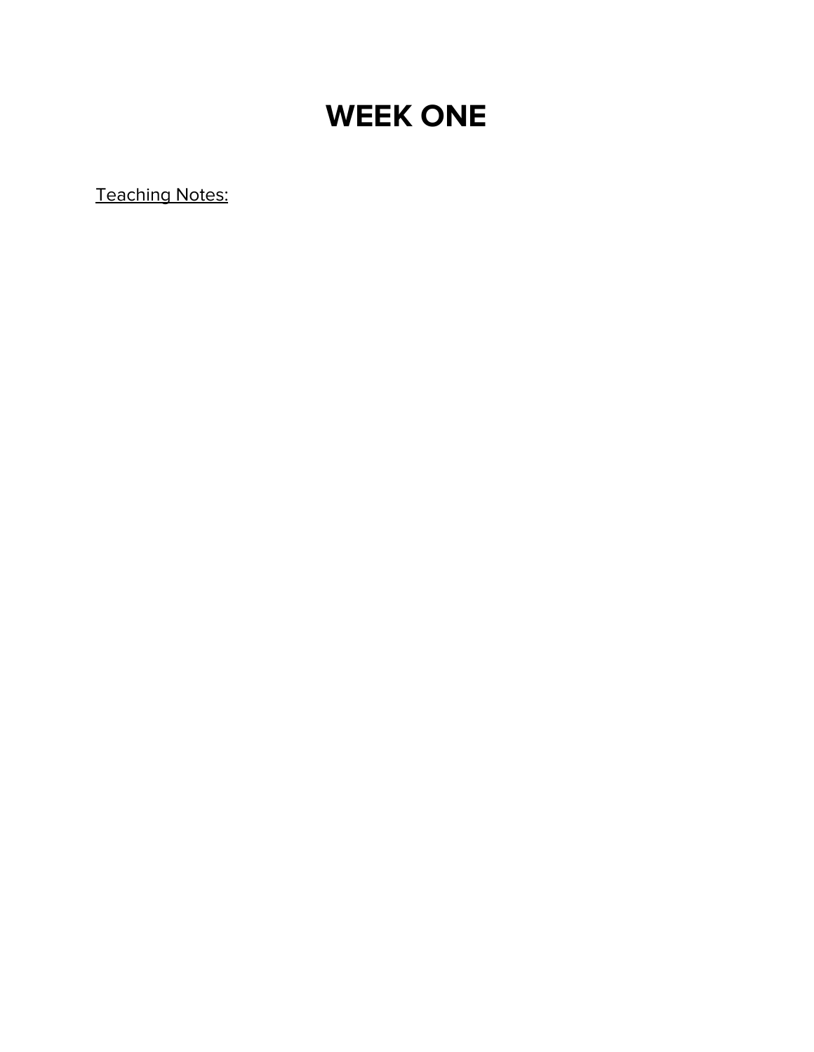# WEEK ONE

<u>Teaching Notes:</u>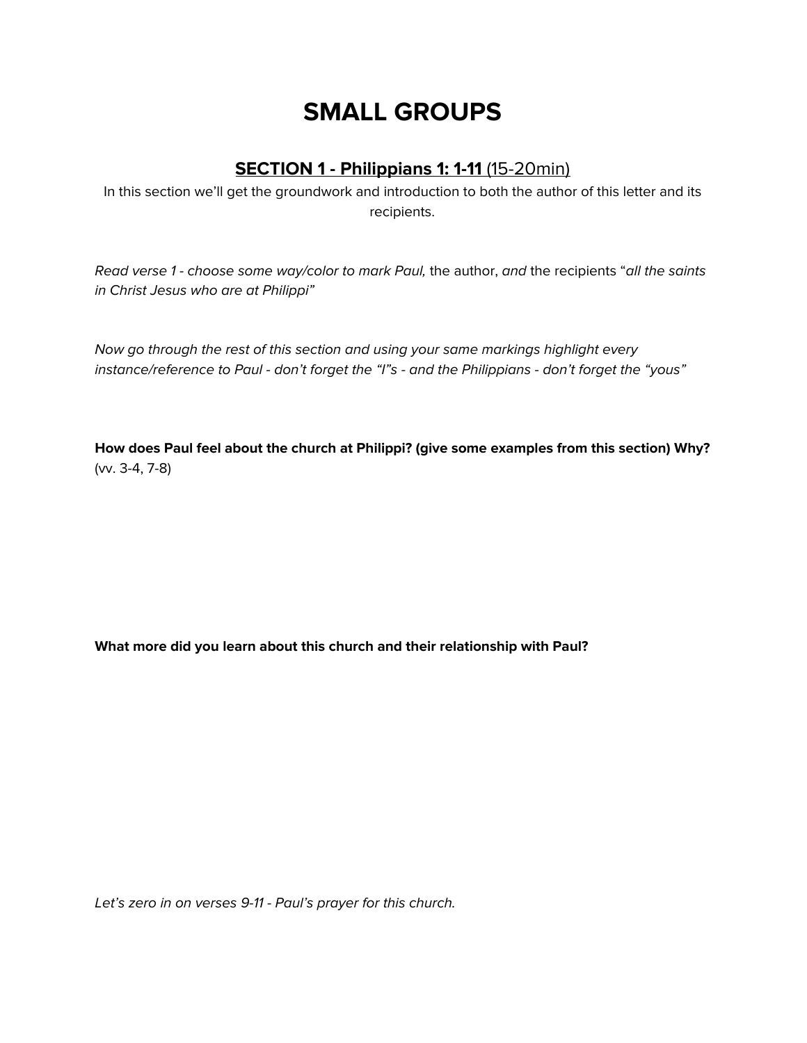# SMALL GROUPS

## SECTION 1 - Philippians 1: 1-11 (15-20min)

In this section we'll get the groundwork and introduction to both the author of this letter and its recipients.

*Read verse 1 - choose some way/color to mark Paul,* the author, *and* the recipients "*all the saints in Christ Jesus who are at Philippi"*

*Now go through the rest of this section and using your same markings highlight every instance/reference to Paul - don't forget the "I"s - and the Philippians - don't forget the "yous"*

**How does Paul feel about the church at Philippi? (give some examples from this section) Why?** (vv. 3-4, 7-8)

**What more did you learn about this church and their relationship with Paul?**

*Let's zero in on verses 9-11 - Paul's prayer for this church.*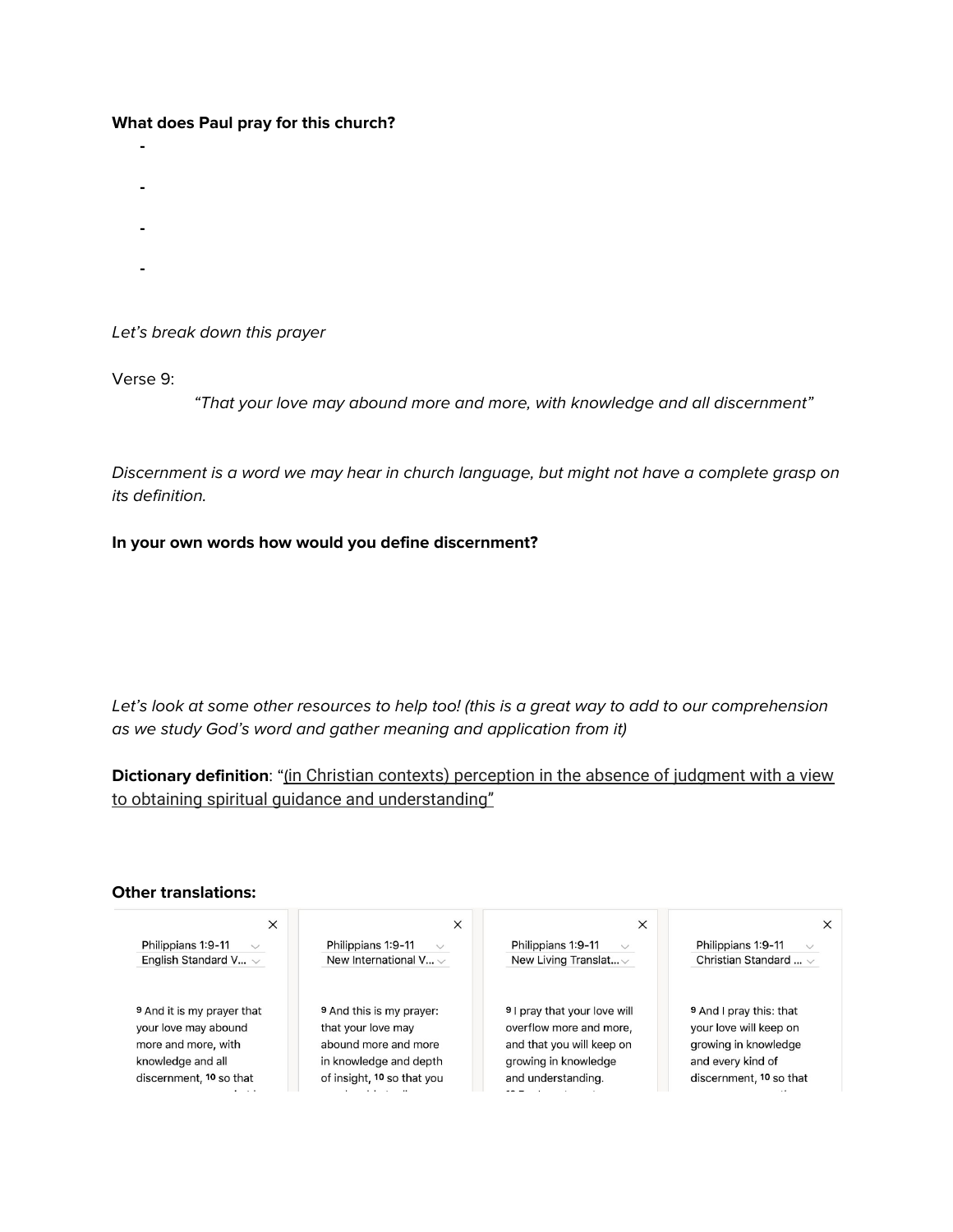**What does Paul pray for this church?**

-
-
-
-

*Let's break down this prayer*

Verse 9:

*"That your love may abound more and more, with knowledge and all discernment"*

*Discernment is a word we may hear in church language, but might not have a complete grasp on its definition.*

**In your own words how would you define discernment?**

*Let's look at some other resources to help too! (this is a great way to add to our comprehension as we study God's word and gather meaning and application from it)*

**Dictionary definition**: "(in Christian contexts) perception in the absence of judgment with a view to obtaining spiritual guidance and understanding"

**Other translations:**

| Philippians 1:9-11 English Standard V... | Philippians 1:9-11 New International V... | Philippians 1:9-11 New Living Translat... | Philippians 1:9-11 Christian Standard ... |
| --- | --- | --- | --- |
| [9] And it is my prayer that your love may abound more and more, with knowledge and all discernment, [10] so that | [9] And this is my prayer: that your love may abound more and more in knowledge and depth of insight, [10] so that you | [9] I pray that your love will overflow more and more, and that you will keep on growing in knowledge and understanding. | [9] And I pray this: that your love will keep on growing in knowledge and every kind of discernment, [10] so that |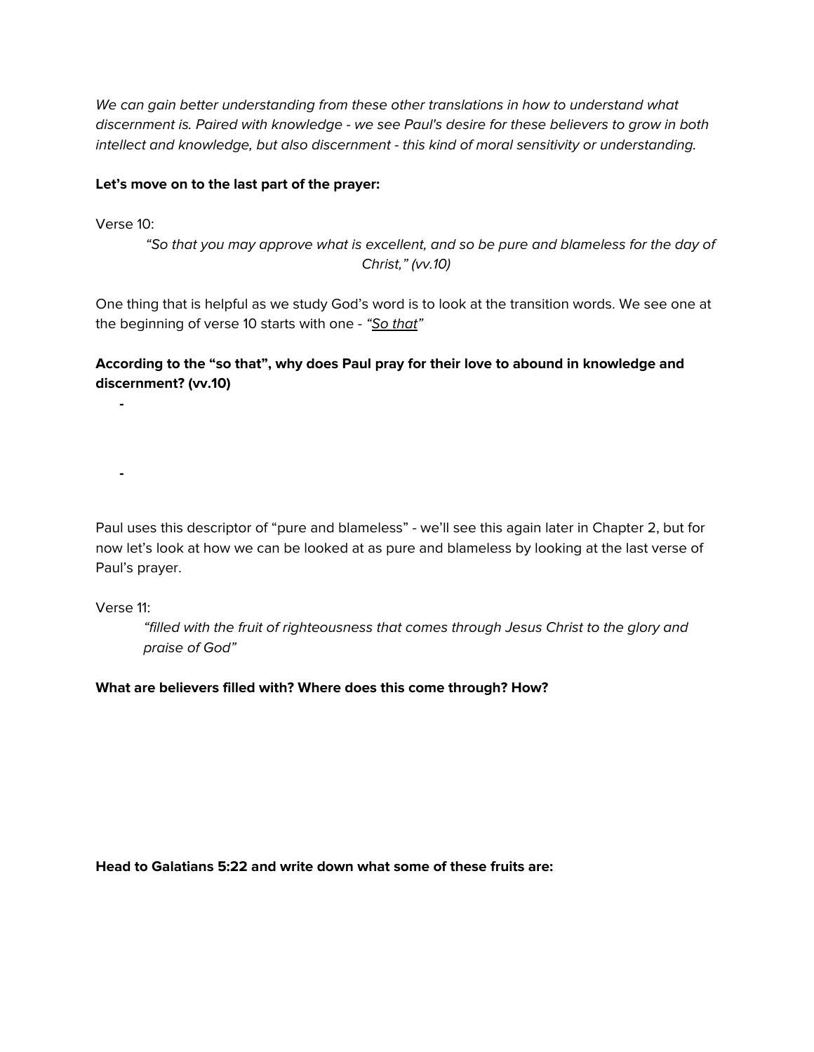*We can gain better understanding from these other translations in how to understand what discernment is. Paired with knowledge - we see Paul's desire for these believers to grow in both intellect and knowledge, but also discernment - this kind of moral sensitivity or understanding.*

**Let's move on to the last part of the prayer:**

Verse 10:

> *"So that you may approve what is excellent, and so be pure and blameless for the day of Christ," (vv.10)*

One thing that is helpful as we study God's word is to look at the transition words. We see one at the beginning of verse 10 starts with one - *"So that"*

**According to the "so that", why does Paul pray for their love to abound in knowledge and discernment? (vv.10)**

- 
- 

Paul uses this descriptor of "pure and blameless" - we'll see this again later in Chapter 2, but for now let's look at how we can be looked at as pure and blameless by looking at the last verse of Paul's prayer.

Verse 11:

> *"filled with the fruit of righteousness that comes through Jesus Christ to the glory and praise of God"*

**What are believers filled with? Where does this come through? How?**

**Head to Galatians 5:22 and write down what some of these fruits are:**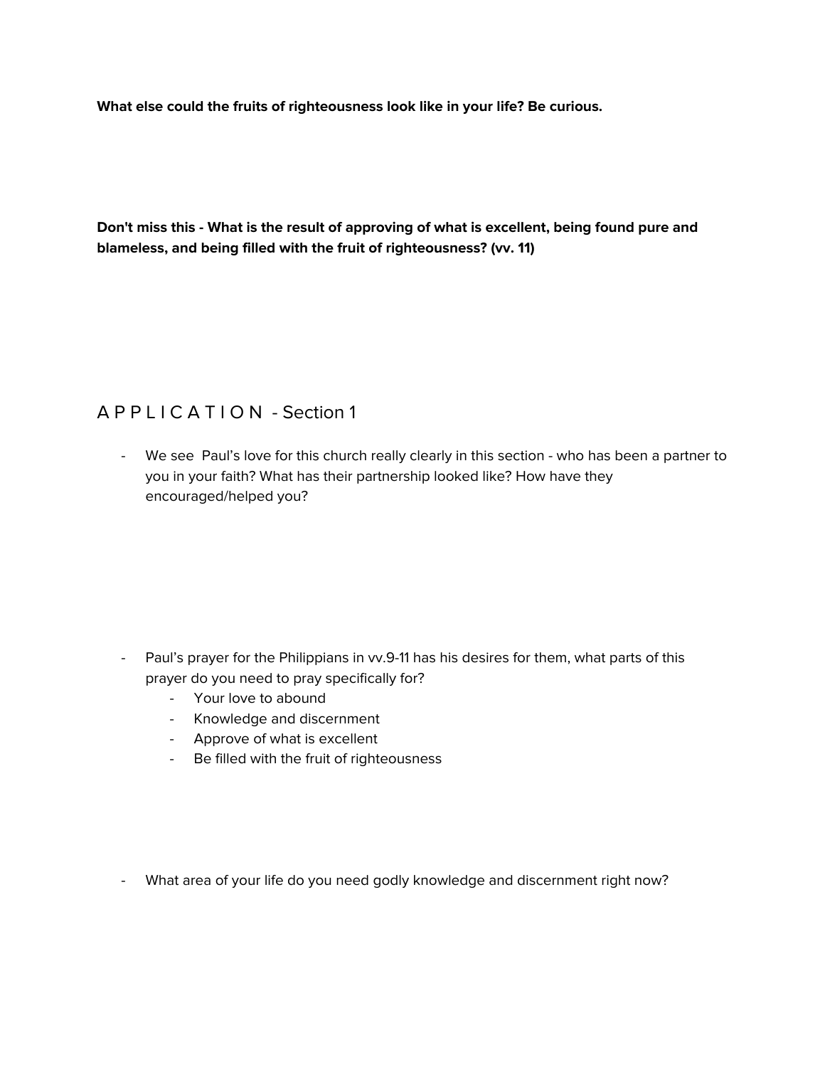**What else could the fruits of righteousness look like in your life? Be curious.**

**Don't miss this - What is the result of approving of what is excellent, being found pure and blameless, and being filled with the fruit of righteousness? (vv. 11)**

## A P P L I C A T I O N - Section 1

- We see Paul's love for this church really clearly in this section - who has been a partner to you in your faith? What has their partnership looked like? How have they encouraged/helped you?

- Paul's prayer for the Philippians in vv.9-11 has his desires for them, what parts of this prayer do you need to pray specifically for?
    - Your love to abound
    - Knowledge and discernment
    - Approve of what is excellent
    - Be filled with the fruit of righteousness

- What area of your life do you need godly knowledge and discernment right now?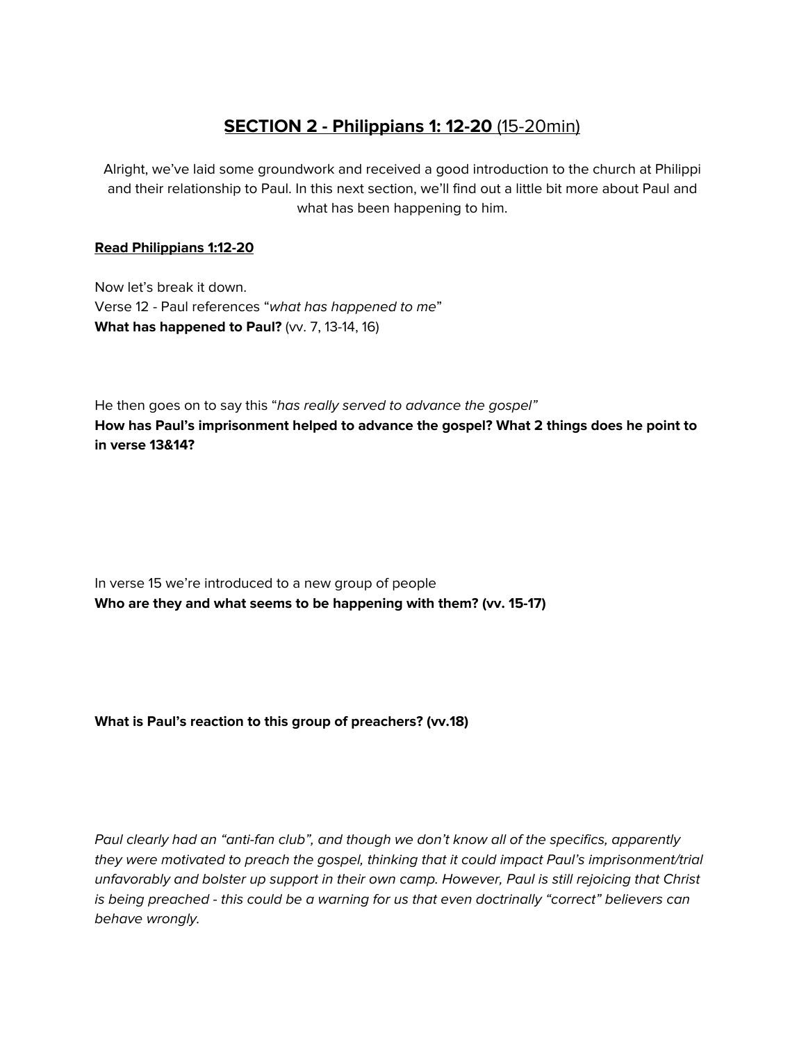## **SECTION 2 - Philippians 1: 12-20** (15-20min)

Alright, we've laid some groundwork and received a good introduction to the church at Philippi and their relationship to Paul. In this next section, we'll find out a little bit more about Paul and what has been happening to him.

**Read Philippians 1:12-20**

Now let's break it down.
Verse 12 - Paul references "*what has happened to me*"
**What has happened to Paul?** (vv. 7, 13-14, 16)

He then goes on to say this "*has really served to advance the gospel"*
**How has Paul's imprisonment helped to advance the gospel? What 2 things does he point to in verse 13&14?**

In verse 15 we're introduced to a new group of people
**Who are they and what seems to be happening with them? (vv. 15-17)**

**What is Paul's reaction to this group of preachers? (vv.18)**

*Paul clearly had an "anti-fan club", and though we don't know all of the specifics, apparently they were motivated to preach the gospel, thinking that it could impact Paul's imprisonment/trial unfavorably and bolster up support in their own camp. However, Paul is still rejoicing that Christ is being preached - this could be a warning for us that even doctrinally "correct" believers can behave wrongly.*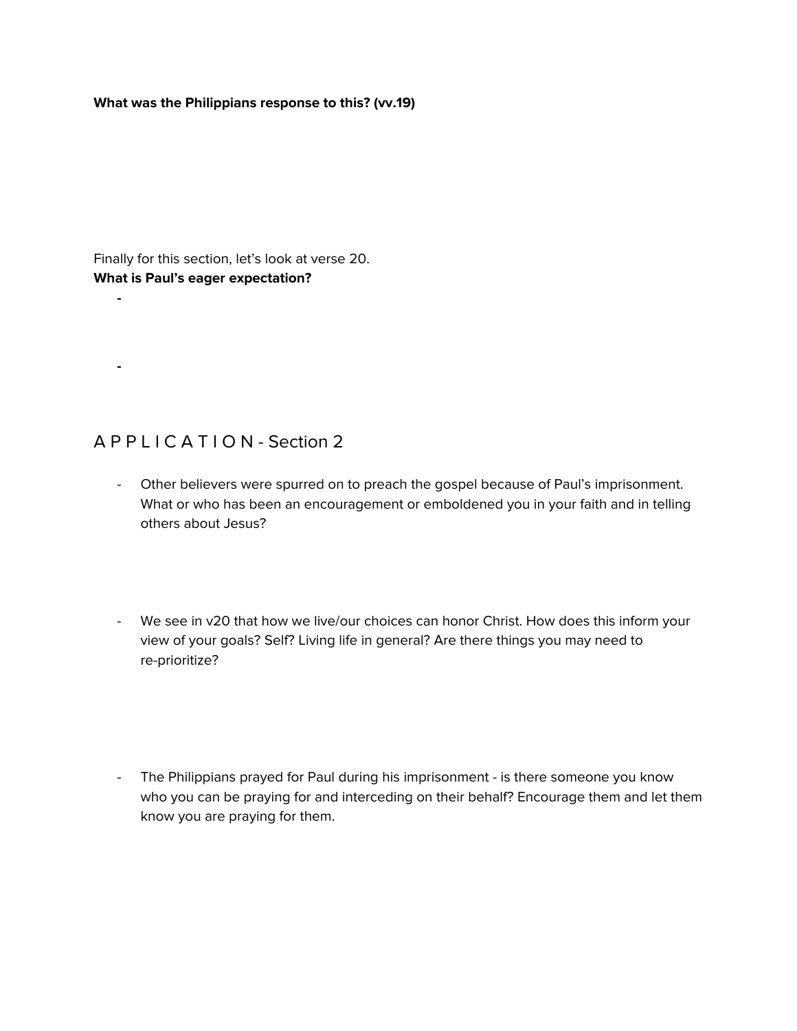**What was the Philippians response to this? (vv.19)**

Finally for this section, let's look at verse 20.
**What is Paul's eager expectation?**

- 
- 

## A P P L I C A T I O N - Section 2

- Other believers were spurred on to preach the gospel because of Paul's imprisonment. What or who has been an encouragement or emboldened you in your faith and in telling others about Jesus?

- We see in v20 that how we live/our choices can honor Christ. How does this inform your view of your goals? Self? Living life in general? Are there things you may need to re-prioritize?

- The Philippians prayed for Paul during his imprisonment - is there someone you know who you can be praying for and interceding on their behalf? Encourage them and let them know you are praying for them.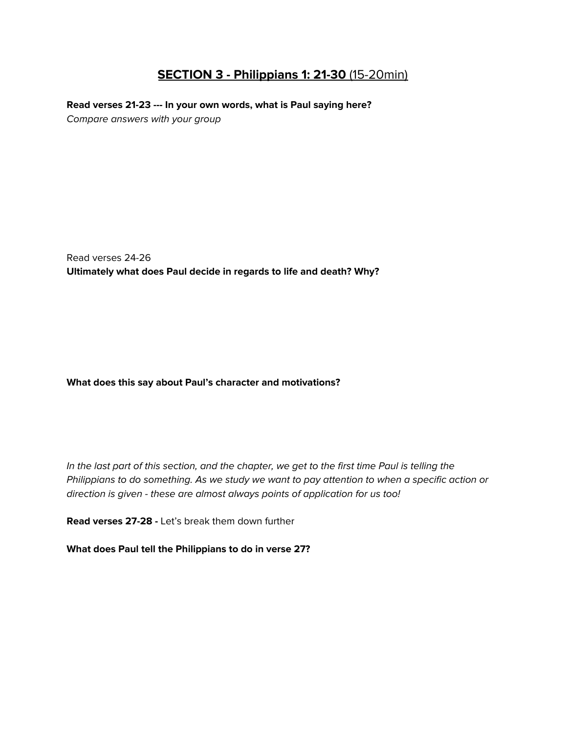## **SECTION 3 - Philippians 1: 21-30** (15-20min)

**Read verses 21-23 --- In your own words, what is Paul saying here?**
*Compare answers with your group*

Read verses 24-26
**Ultimately what does Paul decide in regards to life and death? Why?**

**What does this say about Paul's character and motivations?**

*In the last part of this section, and the chapter, we get to the first time Paul is telling the Philippians to do something. As we study we want to pay attention to when a specific action or direction is given - these are almost always points of application for us too!*

**Read verses 27-28 -** Let's break them down further

**What does Paul tell the Philippians to do in verse 27?**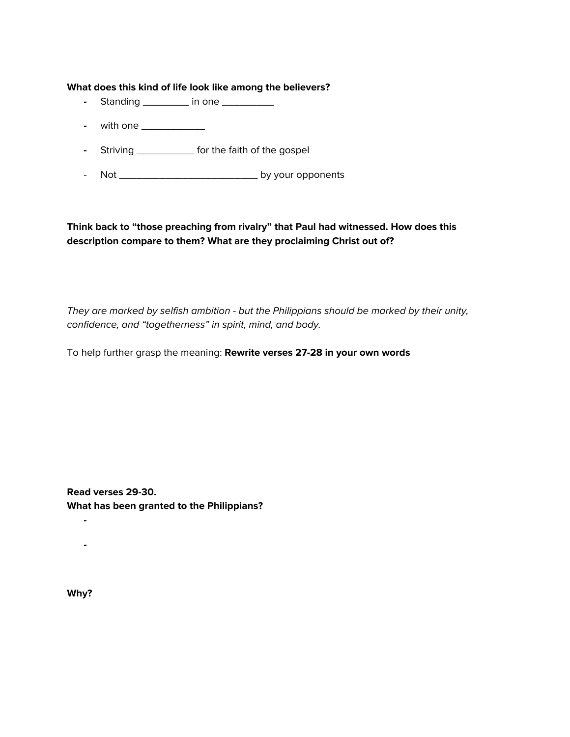**What does this kind of life look like among the believers?**

- Standing _________ in one __________
- with one ____________
- Striving ___________ for the faith of the gospel
- Not __________________________ by your opponents

**Think back to "those preaching from rivalry" that Paul had witnessed. How does this description compare to them? What are they proclaiming Christ out of?**

*They are marked by selfish ambition - but the Philippians should be marked by their unity, confidence, and "togetherness" in spirit, mind, and body.*

To help further grasp the meaning: **Rewrite verses 27-28 in your own words**

**Read verses 29-30.**
**What has been granted to the Philippians?**

-
-

**Why?**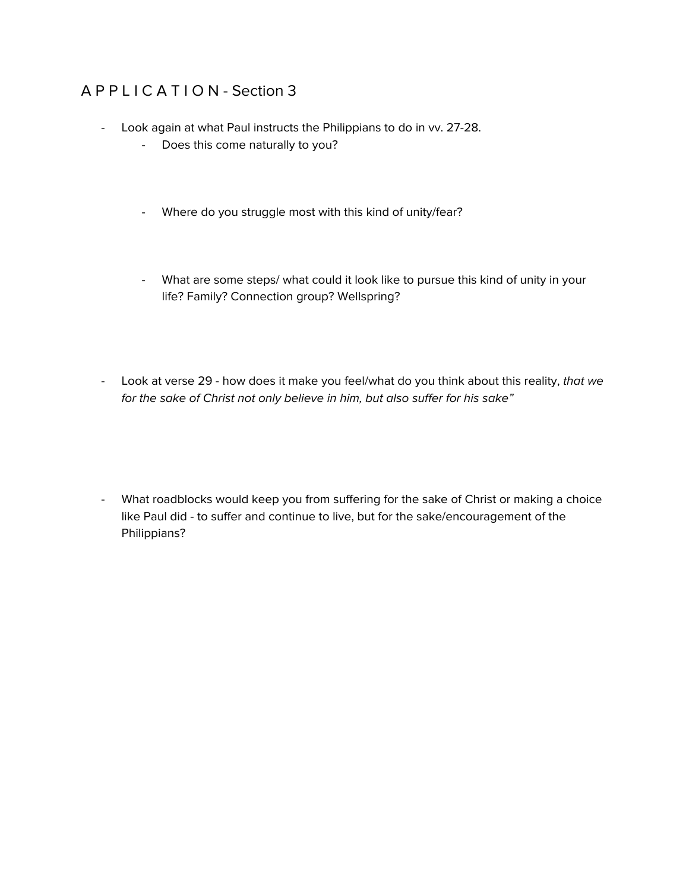## A P P L I C A T I O N - Section 3

- Look again at what Paul instructs the Philippians to do in vv. 27-28.
    - Does this come naturally to you?
    - Where do you struggle most with this kind of unity/fear?
    - What are some steps/ what could it look like to pursue this kind of unity in your life? Family? Connection group? Wellspring?
- Look at verse 29 - how does it make you feel/what do you think about this reality, *that we for the sake of Christ not only believe in him, but also suffer for his sake"*
- What roadblocks would keep you from suffering for the sake of Christ or making a choice like Paul did - to suffer and continue to live, but for the sake/encouragement of the Philippians?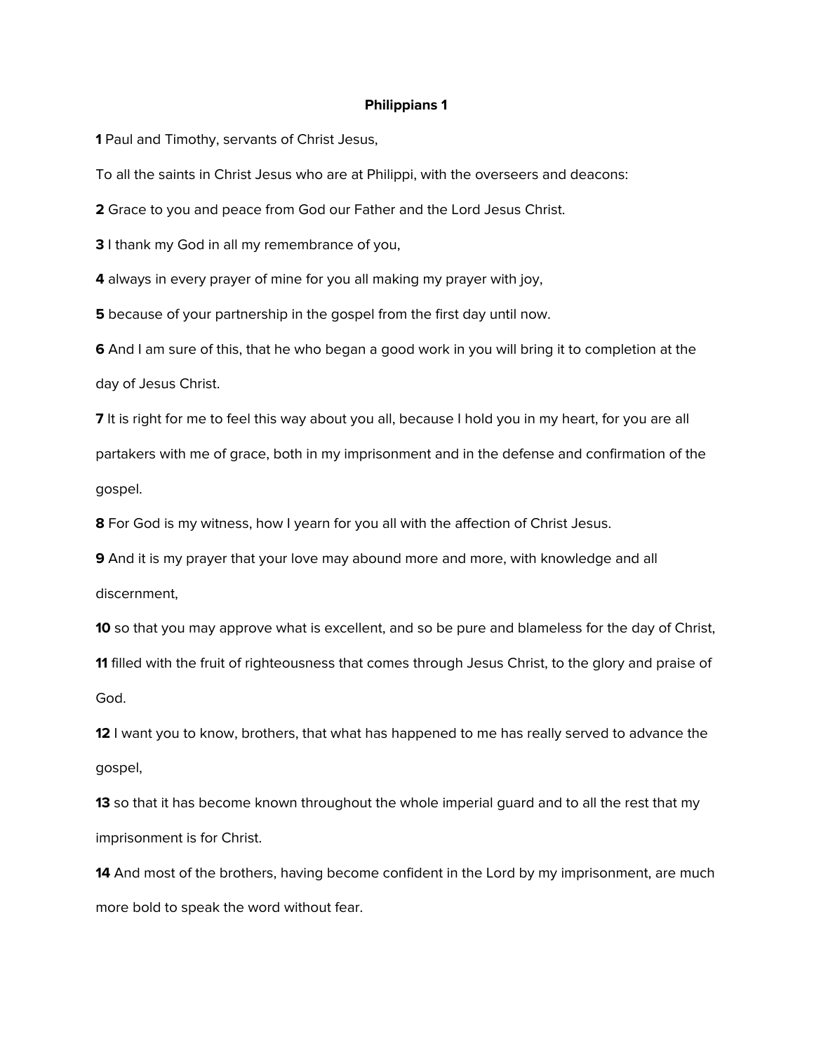**Philippians 1**

**1** Paul and Timothy, servants of Christ Jesus,

To all the saints in Christ Jesus who are at Philippi, with the overseers and deacons:

**2** Grace to you and peace from God our Father and the Lord Jesus Christ.

**3** I thank my God in all my remembrance of you,

**4** always in every prayer of mine for you all making my prayer with joy,

**5** because of your partnership in the gospel from the first day until now.

**6** And I am sure of this, that he who began a good work in you will bring it to completion at the day of Jesus Christ.

**7** It is right for me to feel this way about you all, because I hold you in my heart, for you are all partakers with me of grace, both in my imprisonment and in the defense and confirmation of the gospel.

**8** For God is my witness, how I yearn for you all with the affection of Christ Jesus.

**9** And it is my prayer that your love may abound more and more, with knowledge and all discernment,

**10** so that you may approve what is excellent, and so be pure and blameless for the day of Christ,

**11** filled with the fruit of righteousness that comes through Jesus Christ, to the glory and praise of God.

**12** I want you to know, brothers, that what has happened to me has really served to advance the gospel,

**13** so that it has become known throughout the whole imperial guard and to all the rest that my imprisonment is for Christ.

**14** And most of the brothers, having become confident in the Lord by my imprisonment, are much more bold to speak the word without fear.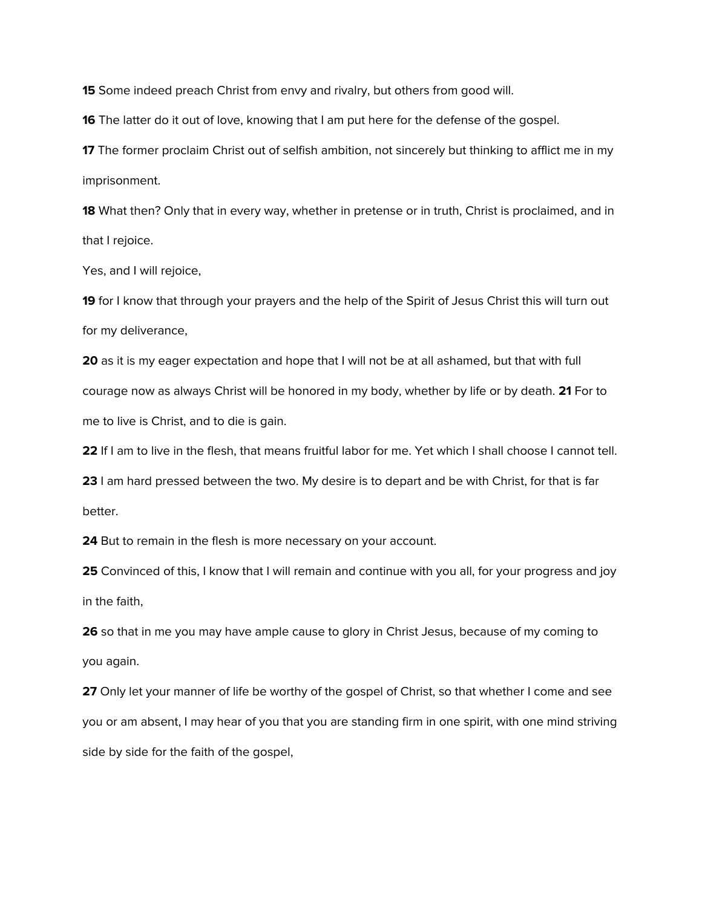**15** Some indeed preach Christ from envy and rivalry, but others from good will.

**16** The latter do it out of love, knowing that I am put here for the defense of the gospel.

**17** The former proclaim Christ out of selfish ambition, not sincerely but thinking to afflict me in my imprisonment.

**18** What then? Only that in every way, whether in pretense or in truth, Christ is proclaimed, and in that I rejoice.

Yes, and I will rejoice,

**19** for I know that through your prayers and the help of the Spirit of Jesus Christ this will turn out for my deliverance,

**20** as it is my eager expectation and hope that I will not be at all ashamed, but that with full courage now as always Christ will be honored in my body, whether by life or by death. **21** For to me to live is Christ, and to die is gain.

**22** If I am to live in the flesh, that means fruitful labor for me. Yet which I shall choose I cannot tell.

**23** I am hard pressed between the two. My desire is to depart and be with Christ, for that is far better.

**24** But to remain in the flesh is more necessary on your account.

**25** Convinced of this, I know that I will remain and continue with you all, for your progress and joy in the faith,

**26** so that in me you may have ample cause to glory in Christ Jesus, because of my coming to you again.

**27** Only let your manner of life be worthy of the gospel of Christ, so that whether I come and see you or am absent, I may hear of you that you are standing firm in one spirit, with one mind striving side by side for the faith of the gospel,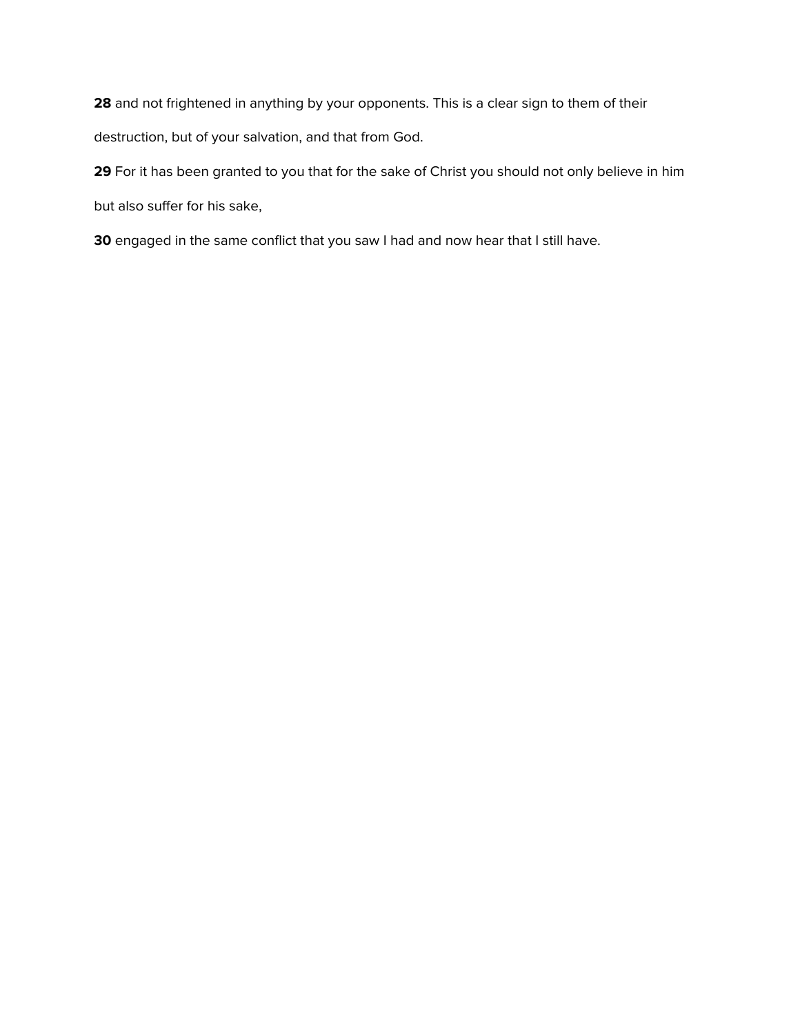**28** and not frightened in anything by your opponents. This is a clear sign to them of their destruction, but of your salvation, and that from God.

**29** For it has been granted to you that for the sake of Christ you should not only believe in him but also suffer for his sake,

**30** engaged in the same conflict that you saw I had and now hear that I still have.